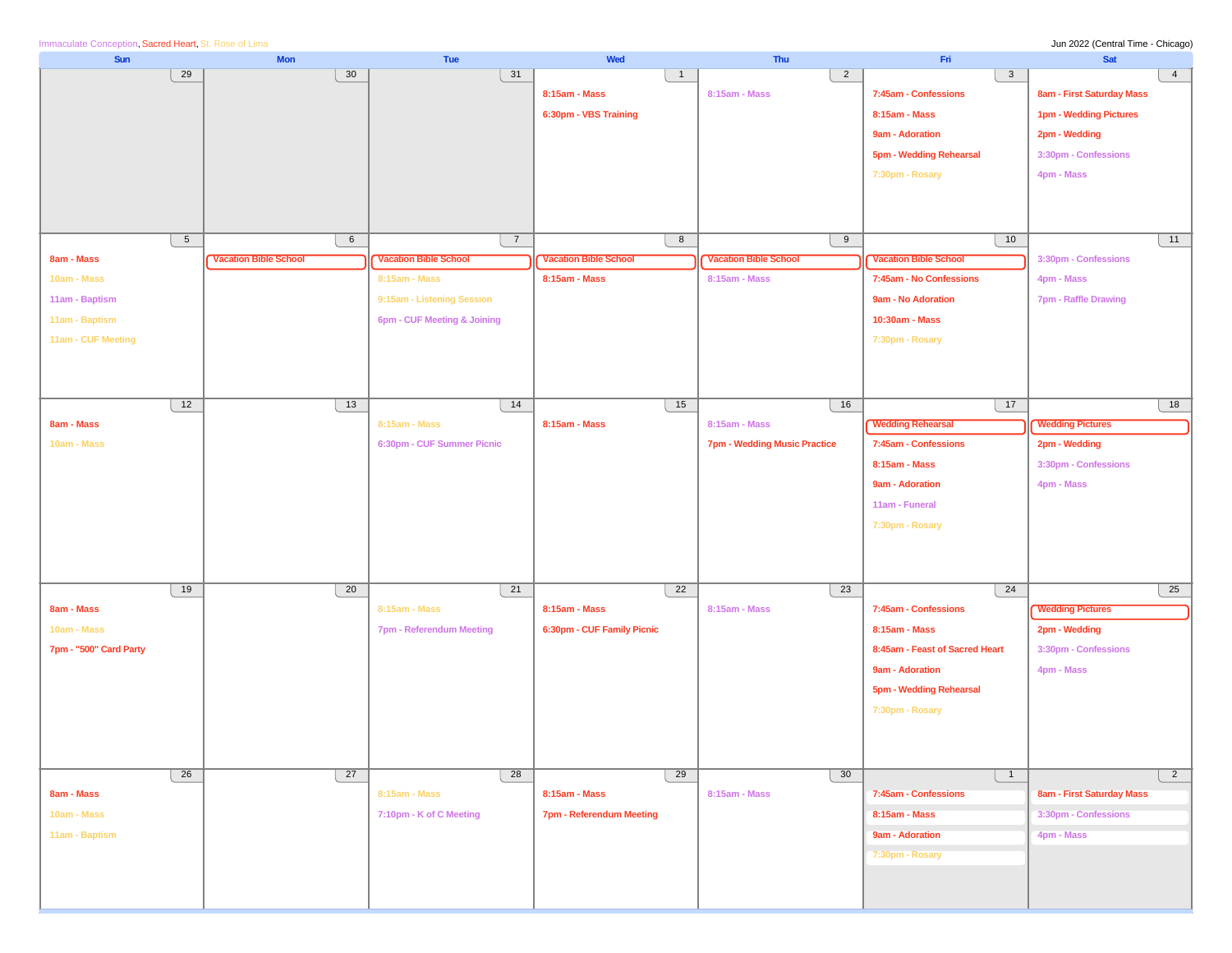Immaculate Conception, Sacred Heart, St. Rose of Lima

Jun 2022 (Central Time - Chicago)

| Sun | Mon | Tue | Wed | Thu | Fri | Sat |
|---|---|---|---|---|---|---|
| 29 | 30 | 31 | 1<br>8:15am - Mass<br>6:30pm - VBS Training | 2<br>8:15am - Mass | 3<br>7:45am - Confessions<br>8:15am - Mass<br>9am - Adoration<br>5pm - Wedding Rehearsal<br>7:30pm - Rosary | 4<br>8am - First Saturday Mass<br>1pm - Wedding Pictures<br>2pm - Wedding<br>3:30pm - Confessions<br>4pm - Mass |
| 5<br>8am - Mass<br>10am - Mass<br>11am - Baptism<br>11am - Baptism<br>11am - CUF Meeting | 6<br>Vacation Bible School | 7<br>Vacation Bible School<br>8:15am - Mass<br>9:15am - Listening Session<br>6pm - CUF Meeting & Joining | 8<br>Vacation Bible School<br>8:15am - Mass | 9<br>Vacation Bible School<br>8:15am - Mass | 10<br>Vacation Bible School<br>7:45am - No Confessions<br>9am - No Adoration<br>10:30am - Mass<br>7:30pm - Rosary | 11<br>3:30pm - Confessions<br>4pm - Mass<br>7pm - Raffle Drawing |
| 12<br>8am - Mass<br>10am - Mass | 13 | 14<br>8:15am - Mass<br>6:30pm - CUF Summer Picnic | 15<br>8:15am - Mass | 16<br>8:15am - Mass<br>7pm - Wedding Music Practice | 17<br>Wedding Rehearsal<br>7:45am - Confessions<br>8:15am - Mass<br>9am - Adoration<br>11am - Funeral<br>7:30pm - Rosary | 18<br>Wedding Pictures<br>2pm - Wedding<br>3:30pm - Confessions<br>4pm - Mass |
| 19<br>8am - Mass<br>10am - Mass<br>7pm - "500" Card Party | 20 | 21<br>8:15am - Mass<br>7pm - Referendum Meeting | 22<br>8:15am - Mass<br>6:30pm - CUF Family Picnic | 23<br>8:15am - Mass | 24<br>7:45am - Confessions<br>8:15am - Mass<br>8:45am - Feast of Sacred Heart<br>9am - Adoration<br>5pm - Wedding Rehearsal<br>7:30pm - Rosary | 25<br>Wedding Pictures<br>2pm - Wedding<br>3:30pm - Confessions<br>4pm - Mass |
| 26<br>8am - Mass<br>10am - Mass<br>11am - Baptism | 27 | 28<br>8:15am - Mass<br>7:10pm - K of C Meeting | 29<br>8:15am - Mass<br>7pm - Referendum Meeting | 30<br>8:15am - Mass | 1<br>7:45am - Confessions<br>8:15am - Mass<br>9am - Adoration<br>7:30pm - Rosary | 2<br>8am - First Saturday Mass<br>3:30pm - Confessions<br>4pm - Mass |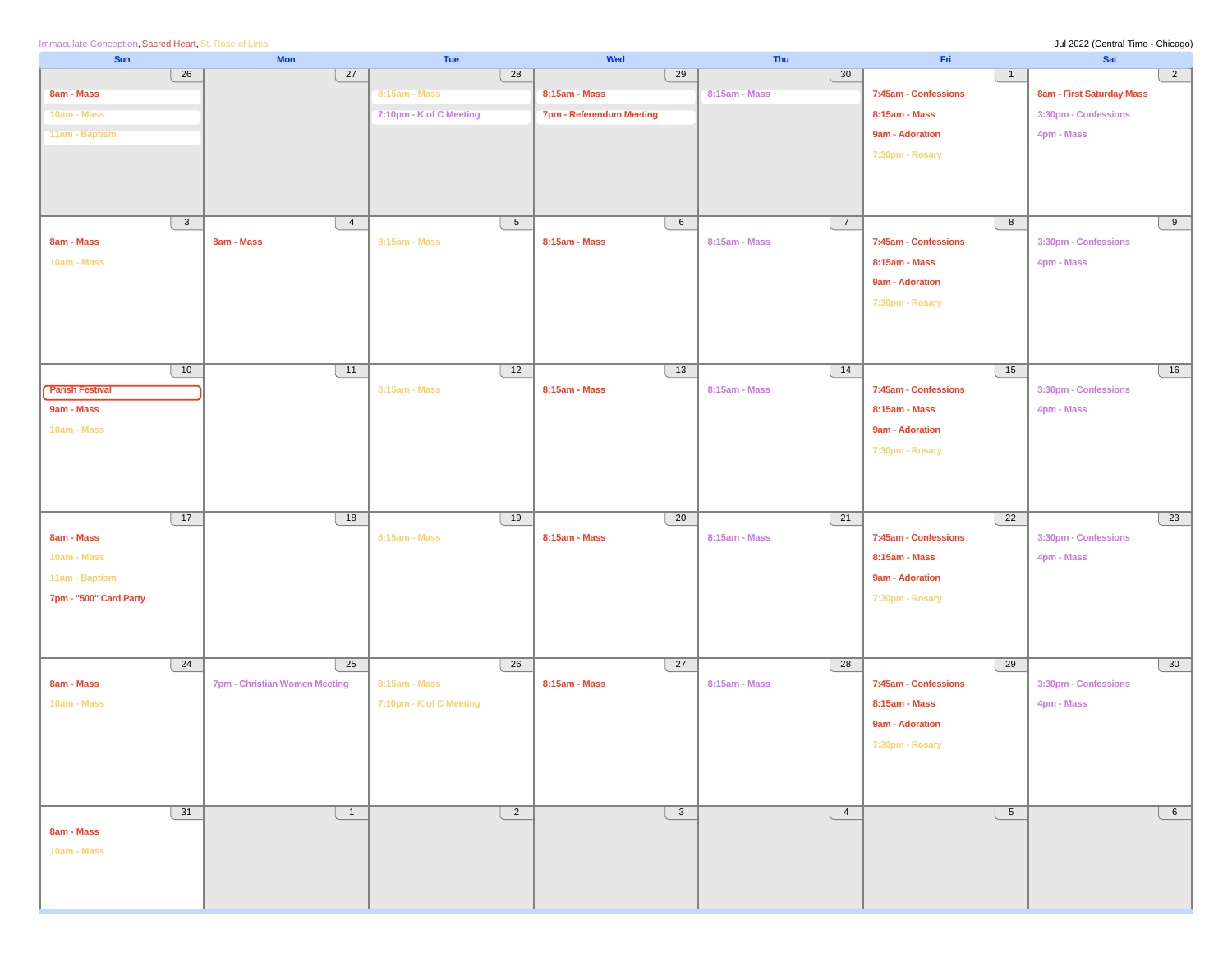Immaculate Conception, Sacred Heart, St. Rose of Lima

Jul 2022 (Central Time - Chicago)

| Sun | Mon | Tue | Wed | Thu | Fri | Sat |
| --- | --- | --- | --- | --- | --- | --- |
| 26<br>8am - Mass<br>10am - Mass<br>11am - Baptism | 27 | 28<br>8:15am - Mass<br>7:10pm - K of C Meeting | 29<br>8:15am - Mass<br>7pm - Referendum Meeting | 30<br>8:15am - Mass | 1<br>7:45am - Confessions<br>8:15am - Mass<br>9am - Adoration<br>7:30pm - Rosary | 2<br>8am - First Saturday Mass<br>3:30pm - Confessions<br>4pm - Mass |
| 3<br>8am - Mass<br>10am - Mass | 4<br>8am - Mass | 5<br>8:15am - Mass | 6<br>8:15am - Mass | 7<br>8:15am - Mass | 8<br>7:45am - Confessions<br>8:15am - Mass<br>9am - Adoration<br>7:30pm - Rosary | 9<br>3:30pm - Confessions<br>4pm - Mass |
| 10<br>Parish Festival<br>9am - Mass<br>10am - Mass | 11 | 12<br>8:15am - Mass | 13<br>8:15am - Mass | 14<br>8:15am - Mass | 15<br>7:45am - Confessions<br>8:15am - Mass<br>9am - Adoration<br>7:30pm - Rosary | 16<br>3:30pm - Confessions<br>4pm - Mass |
| 17<br>8am - Mass<br>10am - Mass<br>11am - Baptism<br>7pm - "500" Card Party | 18 | 19<br>8:15am - Mass | 20<br>8:15am - Mass | 21<br>8:15am - Mass | 22<br>7:45am - Confessions<br>8:15am - Mass<br>9am - Adoration<br>7:30pm - Rosary | 23<br>3:30pm - Confessions<br>4pm - Mass |
| 24<br>8am - Mass<br>10am - Mass | 25<br>7pm - Christian Women Meeting | 26<br>8:15am - Mass<br>7:10pm - K of C Meeting | 27<br>8:15am - Mass | 28<br>8:15am - Mass | 29<br>7:45am - Confessions<br>8:15am - Mass<br>9am - Adoration<br>7:30pm - Rosary | 30<br>3:30pm - Confessions<br>4pm - Mass |
| 31<br>8am - Mass<br>10am - Mass | 1 | 2 | 3 | 4 | 5 | 6 |